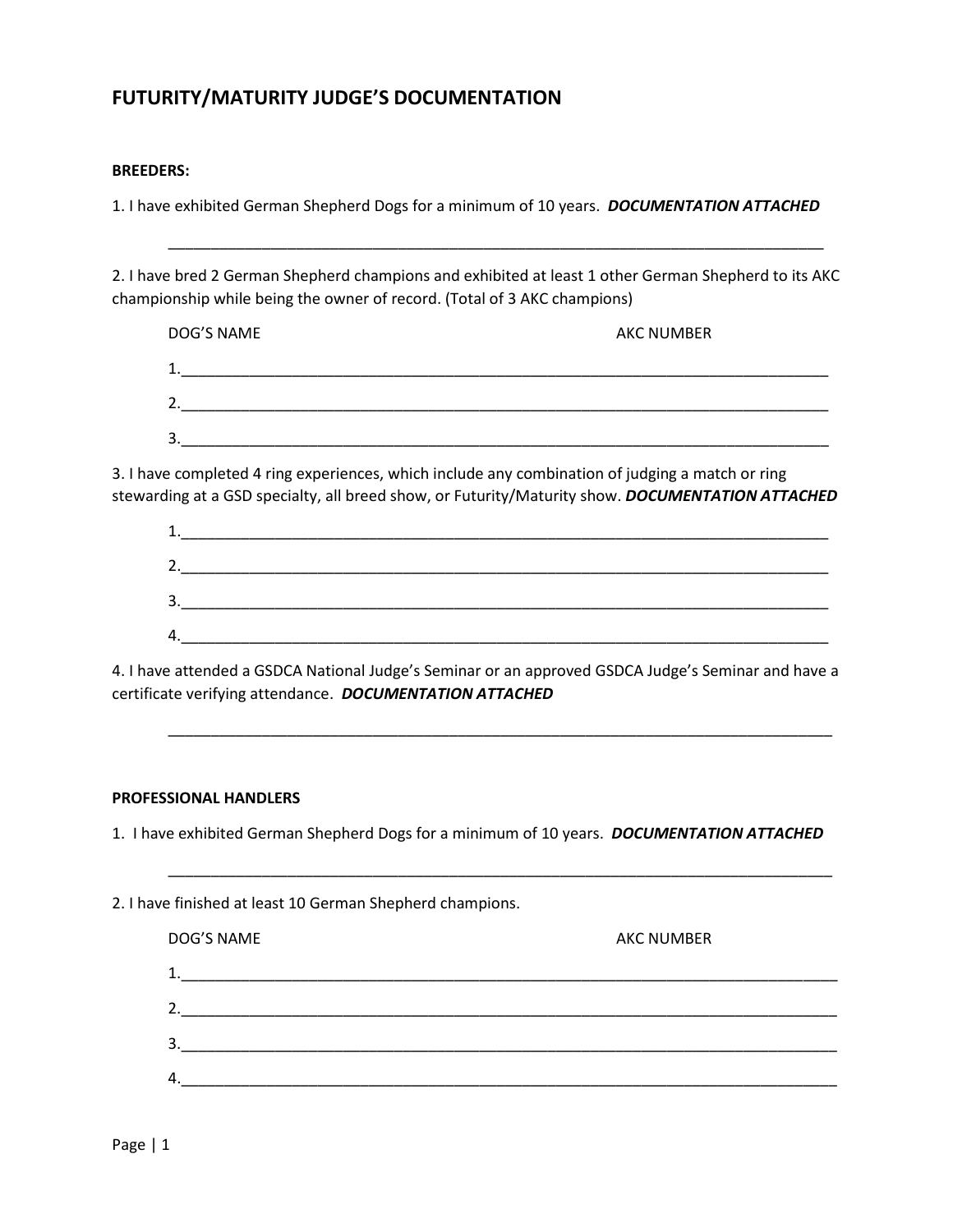# FUTURITY/MATURITY JUDGE'S DOCUMENTATION

**BREEDERS:**

1. I have exhibited German Shepherd Dogs for a minimum of 10 years. ***DOCUMENTATION ATTACHED***

_______________________________________________________________________________

2. I have bred 2 German Shepherd champions and exhibited at least 1 other German Shepherd to its AKC championship while being the owner of record. (Total of 3 AKC champions)

DOG'S NAME AKC NUMBER

1.____________________________________________________________________________

2.____________________________________________________________________________

3.____________________________________________________________________________

3. I have completed 4 ring experiences, which include any combination of judging a match or ring stewarding at a GSD specialty, all breed show, or Futurity/Maturity show. ***DOCUMENTATION ATTACHED***

1.____________________________________________________________________________

2.____________________________________________________________________________

3.____________________________________________________________________________

4.____________________________________________________________________________

4. I have attended a GSDCA National Judge's Seminar or an approved GSDCA Judge's Seminar and have a certificate verifying attendance. ***DOCUMENTATION ATTACHED***

_______________________________________________________________________________

**PROFESSIONAL HANDLERS**

1. I have exhibited German Shepherd Dogs for a minimum of 10 years. ***DOCUMENTATION ATTACHED***

_______________________________________________________________________________

2. I have finished at least 10 German Shepherd champions.

DOG'S NAME AKC NUMBER

1.____________________________________________________________________________

2.____________________________________________________________________________

3.____________________________________________________________________________

4.____________________________________________________________________________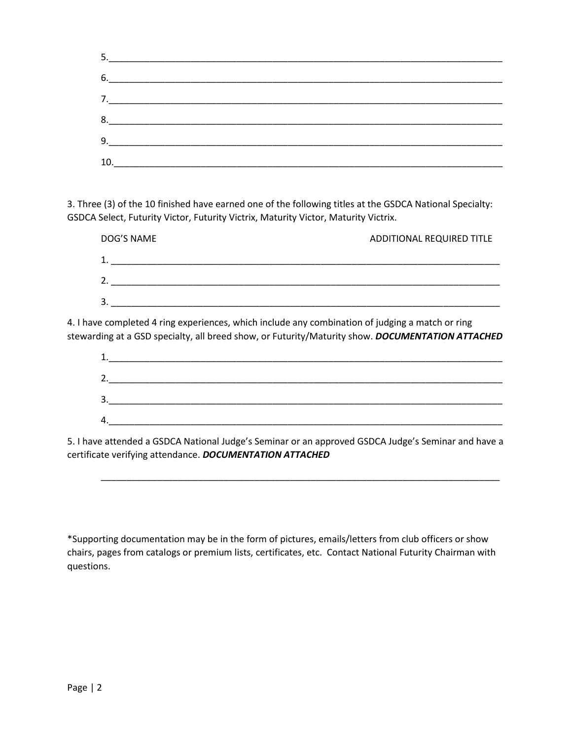5.______________________________________________________________________________

6.______________________________________________________________________________

7.______________________________________________________________________________

8.______________________________________________________________________________

9.______________________________________________________________________________

10.______________________________________________________________________________

3. Three (3) of the 10 finished have earned one of the following titles at the GSDCA National Specialty: GSDCA Select, Futurity Victor, Futurity Victrix, Maturity Victor, Maturity Victrix.

DOG'S NAME ADDITIONAL REQUIRED TITLE

1. ______________________________________________________________________________

2. ______________________________________________________________________________

3. ______________________________________________________________________________

4. I have completed 4 ring experiences, which include any combination of judging a match or ring stewarding at a GSD specialty, all breed show, or Futurity/Maturity show. ***DOCUMENTATION ATTACHED***

1.______________________________________________________________________________

2.______________________________________________________________________________

3.______________________________________________________________________________

4.______________________________________________________________________________

5. I have attended a GSDCA National Judge's Seminar or an approved GSDCA Judge's Seminar and have a certificate verifying attendance. ***DOCUMENTATION ATTACHED***

________________________________________________________________________________

*Supporting documentation may be in the form of pictures, emails/letters from club officers or show chairs, pages from catalogs or premium lists, certificates, etc. Contact National Futurity Chairman with questions.